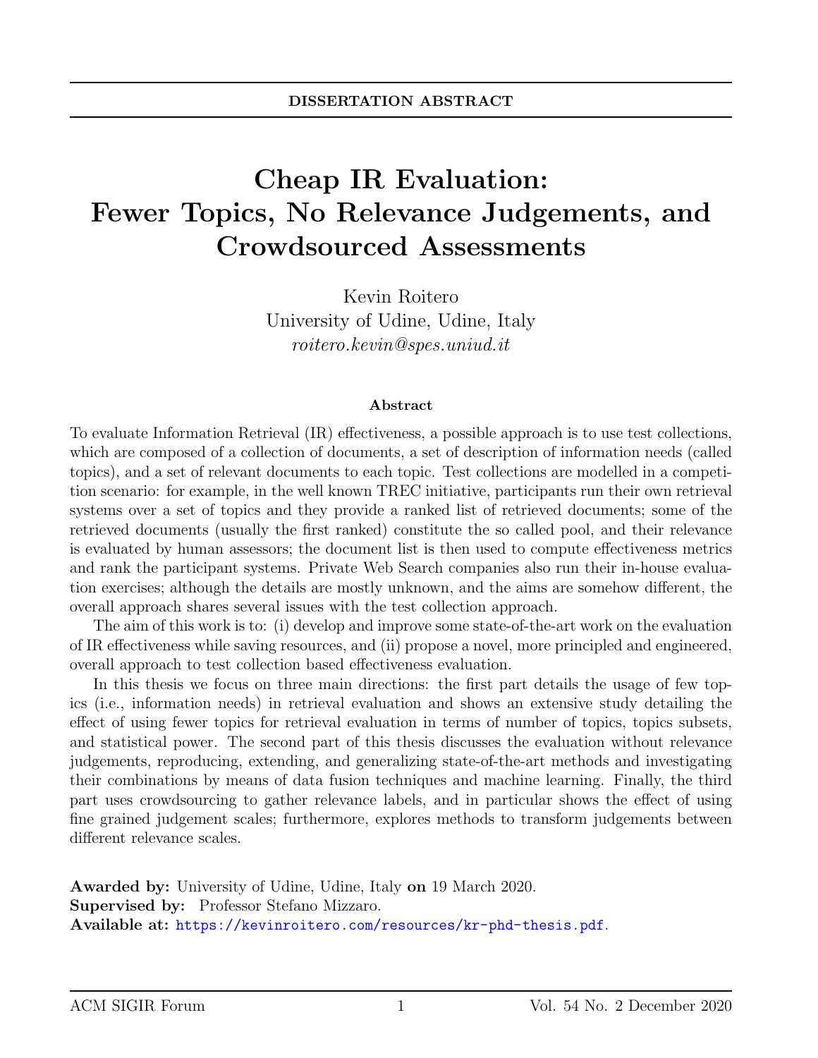**DISSERTATION ABSTRACT**

# Cheap IR Evaluation: Fewer Topics, No Relevance Judgements, and Crowdsourced Assessments

Kevin Roitero
University of Udine, Udine, Italy
*roitero.kevin@spes.uniud.it*

### Abstract

To evaluate Information Retrieval (IR) effectiveness, a possible approach is to use test collections, which are composed of a collection of documents, a set of description of information needs (called topics), and a set of relevant documents to each topic. Test collections are modelled in a competition scenario: for example, in the well known TREC initiative, participants run their own retrieval systems over a set of topics and they provide a ranked list of retrieved documents; some of the retrieved documents (usually the first ranked) constitute the so called pool, and their relevance is evaluated by human assessors; the document list is then used to compute effectiveness metrics and rank the participant systems. Private Web Search companies also run their in-house evaluation exercises; although the details are mostly unknown, and the aims are somehow different, the overall approach shares several issues with the test collection approach.

The aim of this work is to: (i) develop and improve some state-of-the-art work on the evaluation of IR effectiveness while saving resources, and (ii) propose a novel, more principled and engineered, overall approach to test collection based effectiveness evaluation.

In this thesis we focus on three main directions: the first part details the usage of few topics (i.e., information needs) in retrieval evaluation and shows an extensive study detailing the effect of using fewer topics for retrieval evaluation in terms of number of topics, topics subsets, and statistical power. The second part of this thesis discusses the evaluation without relevance judgements, reproducing, extending, and generalizing state-of-the-art methods and investigating their combinations by means of data fusion techniques and machine learning. Finally, the third part uses crowdsourcing to gather relevance labels, and in particular shows the effect of using fine grained judgement scales; furthermore, explores methods to transform judgements between different relevance scales.

**Awarded by:** University of Udine, Udine, Italy **on** 19 March 2020.
**Supervised by:** Professor Stefano Mizzaro.
**Available at:** https://kevinroitero.com/resources/kr-phd-thesis.pdf.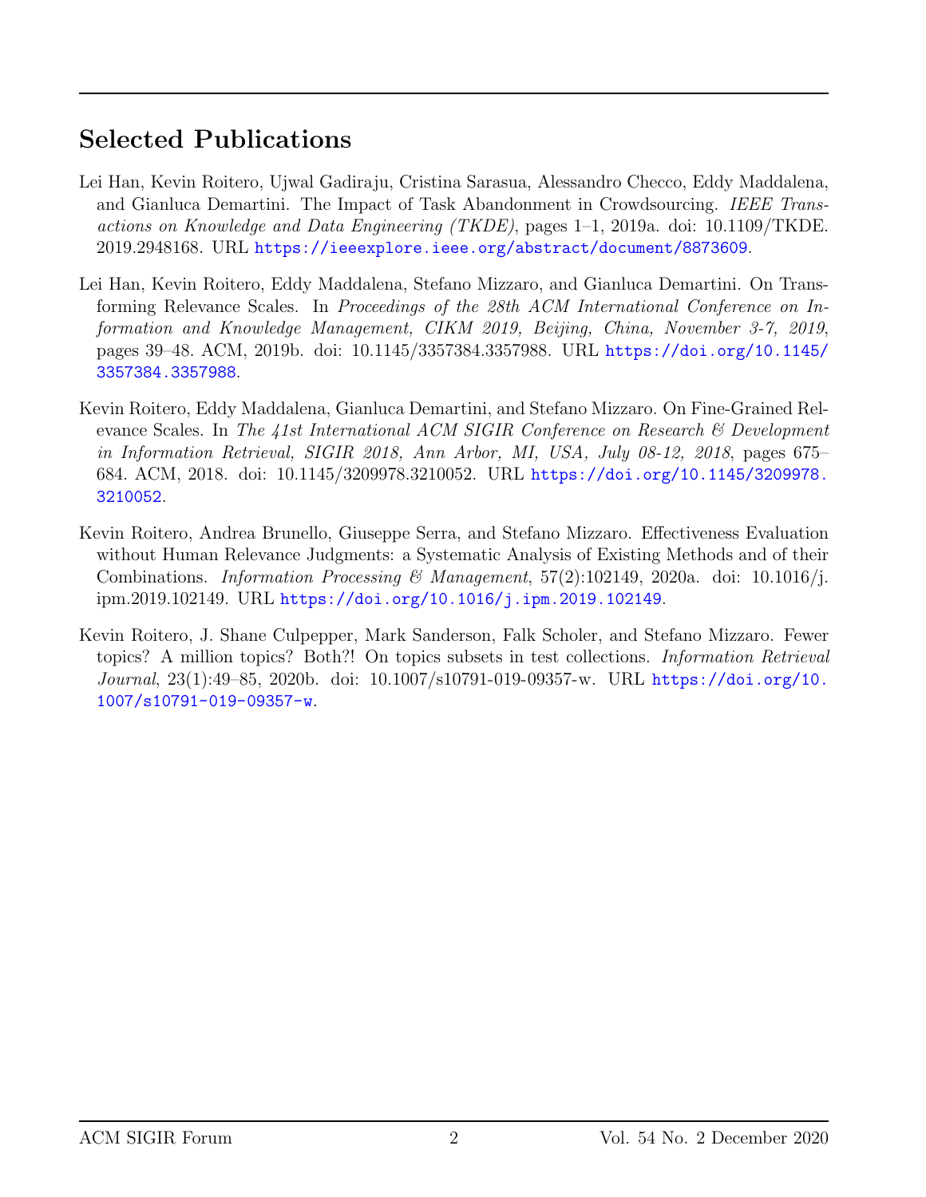## Selected Publications

Lei Han, Kevin Roitero, Ujwal Gadiraju, Cristina Sarasua, Alessandro Checco, Eddy Maddalena, and Gianluca Demartini. The Impact of Task Abandonment in Crowdsourcing. *IEEE Transactions on Knowledge and Data Engineering (TKDE)*, pages 1–1, 2019a. doi: 10.1109/TKDE.2019.2948168. URL https://ieeexplore.ieee.org/abstract/document/8873609.

Lei Han, Kevin Roitero, Eddy Maddalena, Stefano Mizzaro, and Gianluca Demartini. On Transforming Relevance Scales. In *Proceedings of the 28th ACM International Conference on Information and Knowledge Management, CIKM 2019, Beijing, China, November 3-7, 2019*, pages 39–48. ACM, 2019b. doi: 10.1145/3357384.3357988. URL https://doi.org/10.1145/3357384.3357988.

Kevin Roitero, Eddy Maddalena, Gianluca Demartini, and Stefano Mizzaro. On Fine-Grained Relevance Scales. In *The 41st International ACM SIGIR Conference on Research & Development in Information Retrieval, SIGIR 2018, Ann Arbor, MI, USA, July 08-12, 2018*, pages 675–684. ACM, 2018. doi: 10.1145/3209978.3210052. URL https://doi.org/10.1145/3209978.3210052.

Kevin Roitero, Andrea Brunello, Giuseppe Serra, and Stefano Mizzaro. Effectiveness Evaluation without Human Relevance Judgments: a Systematic Analysis of Existing Methods and of their Combinations. *Information Processing & Management*, 57(2):102149, 2020a. doi: 10.1016/j.ipm.2019.102149. URL https://doi.org/10.1016/j.ipm.2019.102149.

Kevin Roitero, J. Shane Culpepper, Mark Sanderson, Falk Scholer, and Stefano Mizzaro. Fewer topics? A million topics? Both?! On topics subsets in test collections. *Information Retrieval Journal*, 23(1):49–85, 2020b. doi: 10.1007/s10791-019-09357-w. URL https://doi.org/10.1007/s10791-019-09357-w.